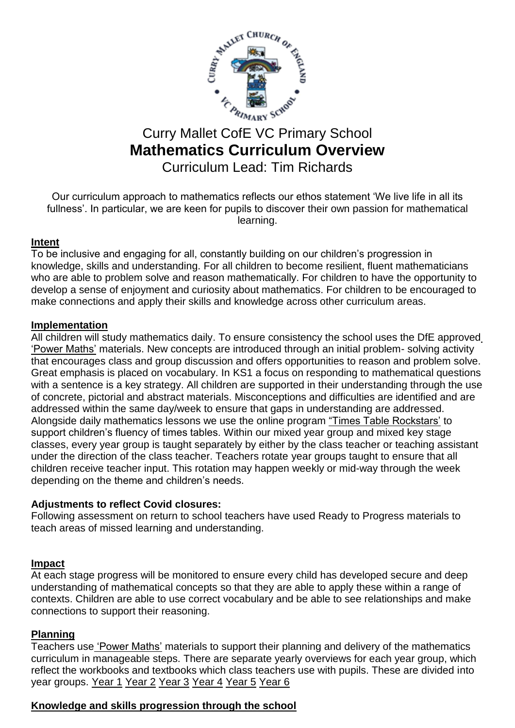# Curry Mallet CofE VC Primary School

## Mathematics Curriculum Overview

Curriculum Lead: Tim Richards

Our curriculum approach to mathematics reflects our ethos statement 'We live life in all its fullness'. In particular, we are keen for pupils to discover their own passion for mathematical learning.

### Intent

To be inclusive and engaging for all, constantly building on our children's progression in knowledge, skills and understanding. For all children to become resilient, fluent mathematicians who are able to problem solve and reason mathematically. For children to have the opportunity to develop a sense of enjoyment and curiosity about mathematics. For children to be encouraged to make connections and apply their skills and knowledge across other curriculum areas.

### Implementation

All children will study mathematics daily. To ensure consistency the school uses the DfE approved 'Power Maths' materials. New concepts are introduced through an initial problem- solving activity that encourages class and group discussion and offers opportunities to reason and problem solve. Great emphasis is placed on vocabulary. In KS1 a focus on responding to mathematical questions with a sentence is a key strategy. All children are supported in their understanding through the use of concrete, pictorial and abstract materials. Misconceptions and difficulties are identified and are addressed within the same day/week to ensure that gaps in understanding are addressed. Alongside daily mathematics lessons we use the online program "Times Table Rockstars' to support children's fluency of times tables. Within our mixed year group and mixed key stage classes, every year group is taught separately by either by the class teacher or teaching assistant under the direction of the class teacher. Teachers rotate year groups taught to ensure that all children receive teacher input. This rotation may happen weekly or mid-way through the week depending on the theme and children's needs.

**Adjustments to reflect Covid closures:**

Following assessment on return to school teachers have used Ready to Progress materials to teach areas of missed learning and understanding.

### Impact

At each stage progress will be monitored to ensure every child has developed secure and deep understanding of mathematical concepts so that they are able to apply these within a range of contexts. Children are able to use correct vocabulary and be able to see relationships and make connections to support their reasoning.

### Planning

Teachers use 'Power Maths' materials to support their planning and delivery of the mathematics curriculum in manageable steps. There are separate yearly overviews for each year group, which reflect the workbooks and textbooks which class teachers use with pupils. These are divided into year groups. Year 1 Year 2 Year 3 Year 4 Year 5 Year 6

### Knowledge and skills progression through the school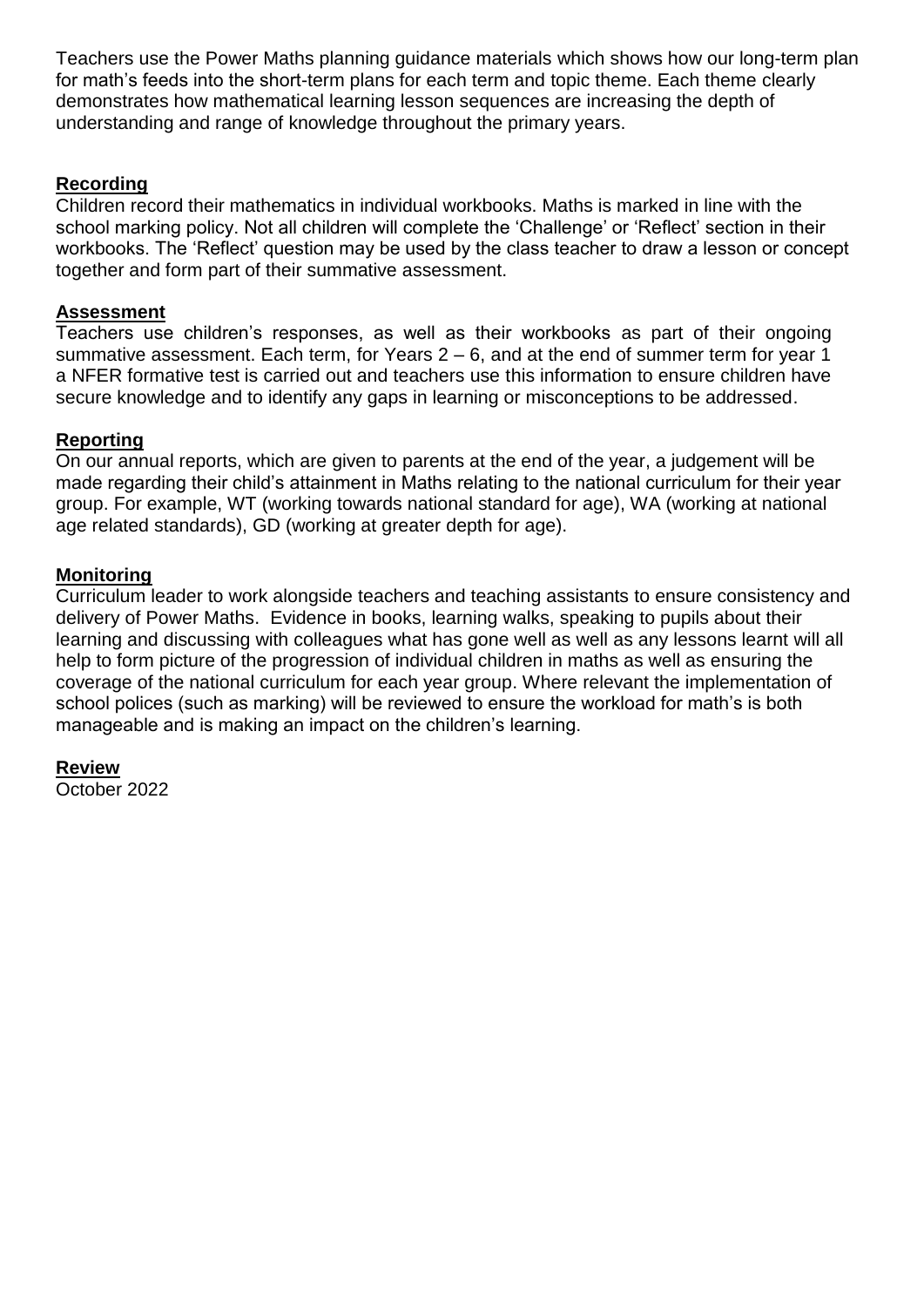Teachers use the Power Maths planning guidance materials which shows how our long-term plan for math's feeds into the short-term plans for each term and topic theme. Each theme clearly demonstrates how mathematical learning lesson sequences are increasing the depth of understanding and range of knowledge throughout the primary years.

## Recording

Children record their mathematics in individual workbooks. Maths is marked in line with the school marking policy. Not all children will complete the 'Challenge' or 'Reflect' section in their workbooks. The 'Reflect' question may be used by the class teacher to draw a lesson or concept together and form part of their summative assessment.

## Assessment

Teachers use children's responses, as well as their workbooks as part of their ongoing summative assessment. Each term, for Years 2 – 6, and at the end of summer term for year 1 a NFER formative test is carried out and teachers use this information to ensure children have secure knowledge and to identify any gaps in learning or misconceptions to be addressed.

## Reporting

On our annual reports, which are given to parents at the end of the year, a judgement will be made regarding their child's attainment in Maths relating to the national curriculum for their year group. For example, WT (working towards national standard for age), WA (working at national age related standards), GD (working at greater depth for age).

## Monitoring

Curriculum leader to work alongside teachers and teaching assistants to ensure consistency and delivery of Power Maths. Evidence in books, learning walks, speaking to pupils about their learning and discussing with colleagues what has gone well as well as any lessons learnt will all help to form picture of the progression of individual children in maths as well as ensuring the coverage of the national curriculum for each year group. Where relevant the implementation of school polices (such as marking) will be reviewed to ensure the workload for math's is both manageable and is making an impact on the children's learning.

## Review

October 2022